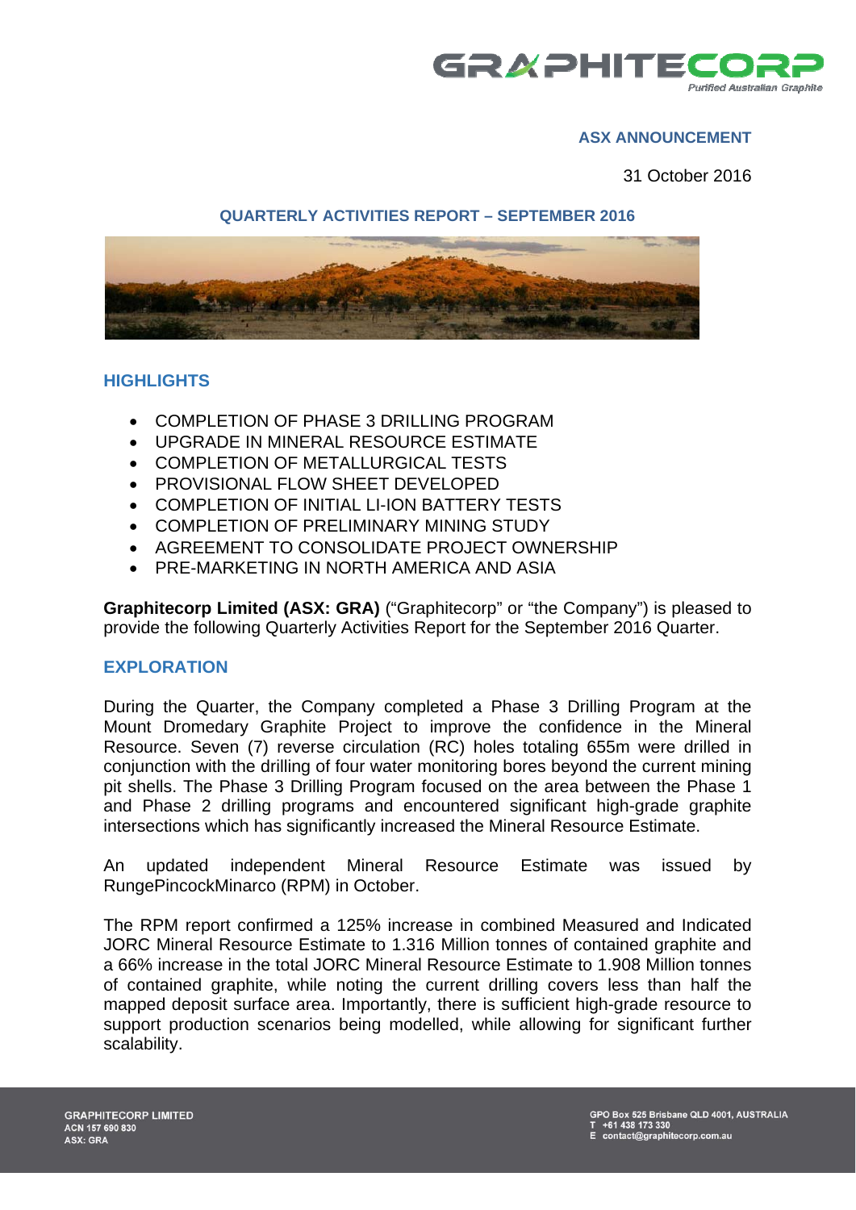**ASX ANNOUNCEMENT**

31 October 2016

## QUARTERLY ACTIVITIES REPORT – SEPTEMBER 2016

## HIGHLIGHTS

- COMPLETION OF PHASE 3 DRILLING PROGRAM
- UPGRADE IN MINERAL RESOURCE ESTIMATE
- COMPLETION OF METALLURGICAL TESTS
- PROVISIONAL FLOW SHEET DEVELOPED
- COMPLETION OF INITIAL LI-ION BATTERY TESTS
- COMPLETION OF PRELIMINARY MINING STUDY
- AGREEMENT TO CONSOLIDATE PROJECT OWNERSHIP
- PRE-MARKETING IN NORTH AMERICA AND ASIA

**Graphitecorp Limited (ASX: GRA)** ("Graphitecorp" or "the Company") is pleased to provide the following Quarterly Activities Report for the September 2016 Quarter.

## EXPLORATION

During the Quarter, the Company completed a Phase 3 Drilling Program at the Mount Dromedary Graphite Project to improve the confidence in the Mineral Resource. Seven (7) reverse circulation (RC) holes totaling 655m were drilled in conjunction with the drilling of four water monitoring bores beyond the current mining pit shells. The Phase 3 Drilling Program focused on the area between the Phase 1 and Phase 2 drilling programs and encountered significant high-grade graphite intersections which has significantly increased the Mineral Resource Estimate.

An updated independent Mineral Resource Estimate was issued by RungePincockMinarco (RPM) in October.

The RPM report confirmed a 125% increase in combined Measured and Indicated JORC Mineral Resource Estimate to 1.316 Million tonnes of contained graphite and a 66% increase in the total JORC Mineral Resource Estimate to 1.908 Million tonnes of contained graphite, while noting the current drilling covers less than half the mapped deposit surface area. Importantly, there is sufficient high-grade resource to support production scenarios being modelled, while allowing for significant further scalability.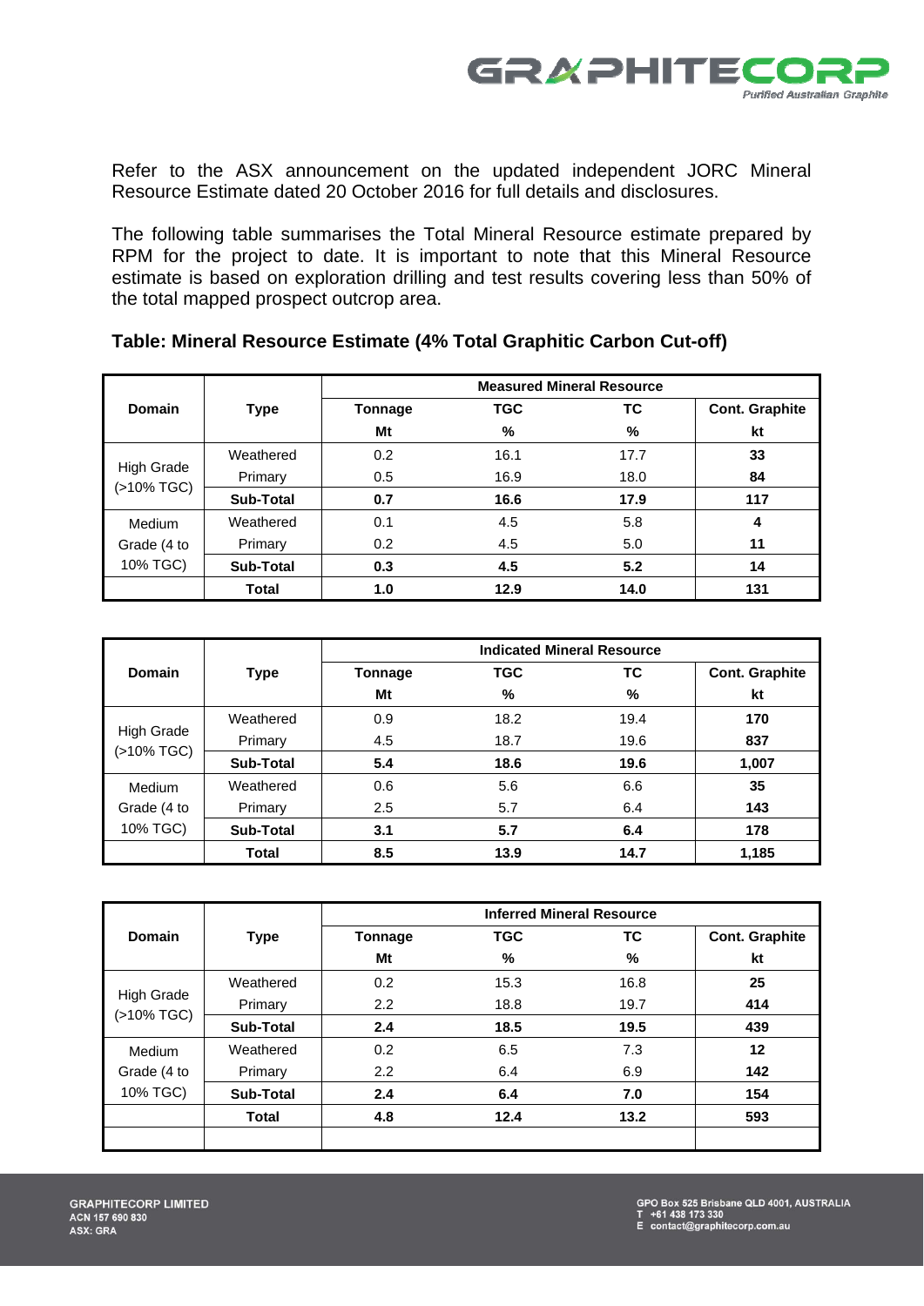Refer to the ASX announcement on the updated independent JORC Mineral Resource Estimate dated 20 October 2016 for full details and disclosures.

The following table summarises the Total Mineral Resource estimate prepared by RPM for the project to date. It is important to note that this Mineral Resource estimate is based on exploration drilling and test results covering less than 50% of the total mapped prospect outcrop area.

**Table: Mineral Resource Estimate (4% Total Graphitic Carbon Cut-off)**

| Domain | Type | Measured Mineral Resource | | | |
|---|---|---|---|---|---|
| | | **Tonnage** | **TGC** | **TC** | **Cont. Graphite** |
| | | **Mt** | **%** | **%** | **kt** |
| High Grade (>10% TGC) | Weathered | 0.2 | 16.1 | 17.7 | **33** |
| | Primary | 0.5 | 16.9 | 18.0 | **84** |
| | **Sub-Total** | **0.7** | **16.6** | **17.9** | **117** |
| Medium Grade (4 to 10% TGC) | Weathered | 0.1 | 4.5 | 5.8 | **4** |
| | Primary | 0.2 | 4.5 | 5.0 | **11** |
| | **Sub-Total** | **0.3** | **4.5** | **5.2** | **14** |
| | **Total** | **1.0** | **12.9** | **14.0** | **131** |

| Domain | Type | Indicated Mineral Resource | | | |
|---|---|---|---|---|---|
| | | **Tonnage** | **TGC** | **TC** | **Cont. Graphite** |
| | | **Mt** | **%** | **%** | **kt** |
| High Grade (>10% TGC) | Weathered | 0.9 | 18.2 | 19.4 | **170** |
| | Primary | 4.5 | 18.7 | 19.6 | **837** |
| | **Sub-Total** | **5.4** | **18.6** | **19.6** | **1,007** |
| Medium Grade (4 to 10% TGC) | Weathered | 0.6 | 5.6 | 6.6 | **35** |
| | Primary | 2.5 | 5.7 | 6.4 | **143** |
| | **Sub-Total** | **3.1** | **5.7** | **6.4** | **178** |
| | **Total** | **8.5** | **13.9** | **14.7** | **1,185** |

| Domain | Type | Inferred Mineral Resource | | | |
|---|---|---|---|---|---|
| | | **Tonnage** | **TGC** | **TC** | **Cont. Graphite** |
| | | **Mt** | **%** | **%** | **kt** |
| High Grade (>10% TGC) | Weathered | 0.2 | 15.3 | 16.8 | **25** |
| | Primary | 2.2 | 18.8 | 19.7 | **414** |
| | **Sub-Total** | **2.4** | **18.5** | **19.5** | **439** |
| Medium Grade (4 to 10% TGC) | Weathered | 0.2 | 6.5 | 7.3 | **12** |
| | Primary | 2.2 | 6.4 | 6.9 | **142** |
| | **Sub-Total** | **2.4** | **6.4** | **7.0** | **154** |
| | **Total** | **4.8** | **12.4** | **13.2** | **593** |
| | | | | | |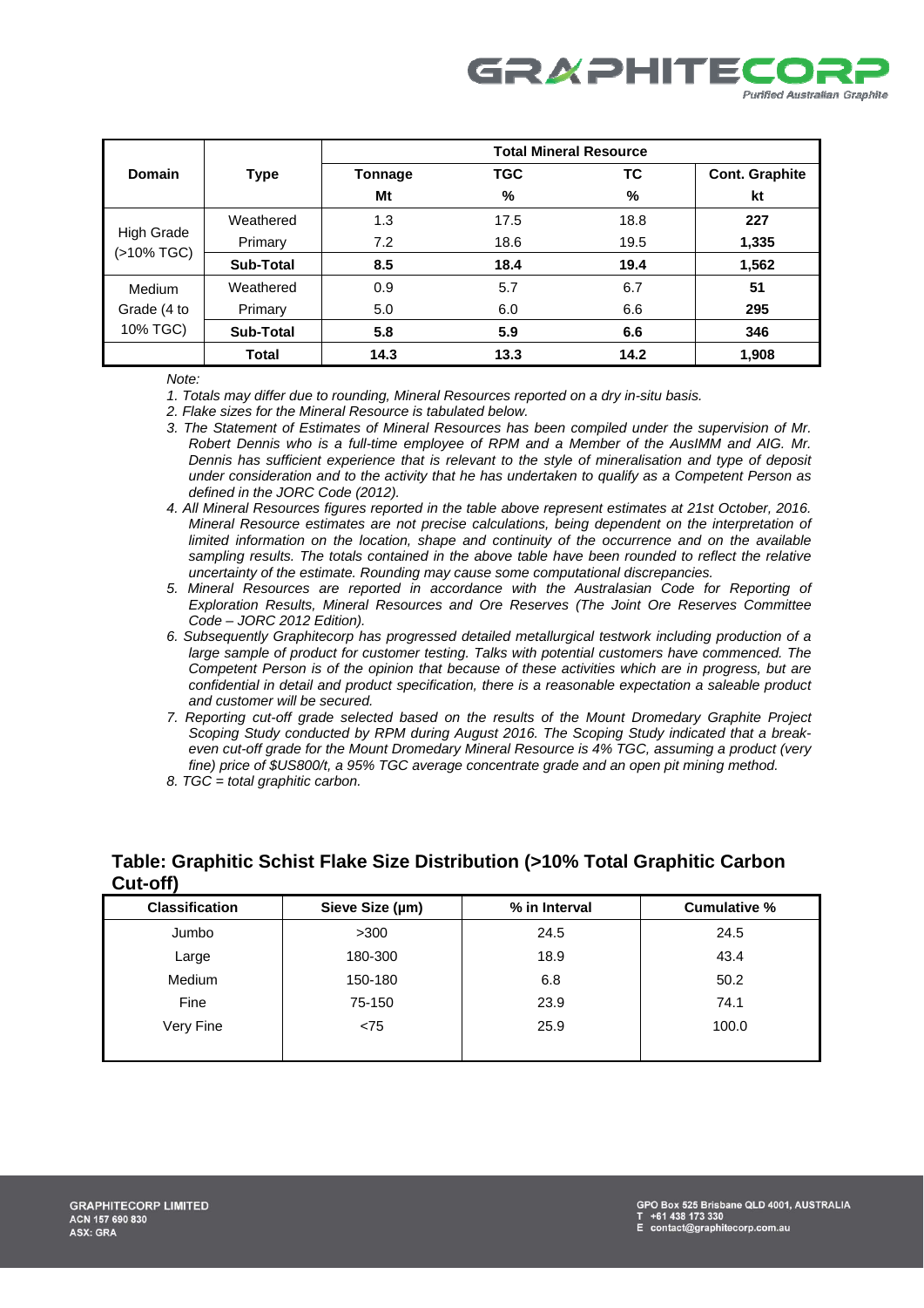| Domain | Type | Total Mineral Resource | | | |
|---|---|---|---|---|---|
| | | Tonnage | TGC | TC | Cont. Graphite |
| | | Mt | % | % | kt |
| High Grade (>10% TGC) | Weathered | 1.3 | 17.5 | 18.8 | **227** |
| | Primary | 7.2 | 18.6 | 19.5 | **1,335** |
| | **Sub-Total** | **8.5** | **18.4** | **19.4** | **1,562** |
| Medium Grade (4 to 10% TGC) | Weathered | 0.9 | 5.7 | 6.7 | **51** |
| | Primary | 5.0 | 6.0 | 6.6 | **295** |
| | **Sub-Total** | **5.8** | **5.9** | **6.6** | **346** |
| | **Total** | **14.3** | **13.3** | **14.2** | **1,908** |

*Note:*

1. *Totals may differ due to rounding, Mineral Resources reported on a dry in-situ basis.*
2. *Flake sizes for the Mineral Resource is tabulated below.*
3. *The Statement of Estimates of Mineral Resources has been compiled under the supervision of Mr. Robert Dennis who is a full-time employee of RPM and a Member of the AusIMM and AIG. Mr. Dennis has sufficient experience that is relevant to the style of mineralisation and type of deposit under consideration and to the activity that he has undertaken to qualify as a Competent Person as defined in the JORC Code (2012).*
4. *All Mineral Resources figures reported in the table above represent estimates at 21st October, 2016. Mineral Resource estimates are not precise calculations, being dependent on the interpretation of limited information on the location, shape and continuity of the occurrence and on the available sampling results. The totals contained in the above table have been rounded to reflect the relative uncertainty of the estimate. Rounding may cause some computational discrepancies.*
5. *Mineral Resources are reported in accordance with the Australasian Code for Reporting of Exploration Results, Mineral Resources and Ore Reserves (The Joint Ore Reserves Committee Code – JORC 2012 Edition).*
6. *Subsequently Graphitecorp has progressed detailed metallurgical testwork including production of a large sample of product for customer testing. Talks with potential customers have commenced. The Competent Person is of the opinion that because of these activities which are in progress, but are confidential in detail and product specification, there is a reasonable expectation a saleable product and customer will be secured.*
7. *Reporting cut-off grade selected based on the results of the Mount Dromedary Graphite Project Scoping Study conducted by RPM during August 2016. The Scoping Study indicated that a break-even cut-off grade for the Mount Dromedary Mineral Resource is 4% TGC, assuming a product (very fine) price of $US800/t, a 95% TGC average concentrate grade and an open pit mining method.*
8. *TGC = total graphitic carbon.*

## Table: Graphitic Schist Flake Size Distribution (>10% Total Graphitic Carbon Cut-off)

| Classification | Sieve Size (µm) | % in Interval | Cumulative % |
|---|---|---|---|
| Jumbo | >300 | 24.5 | 24.5 |
| Large | 180-300 | 18.9 | 43.4 |
| Medium | 150-180 | 6.8 | 50.2 |
| Fine | 75-150 | 23.9 | 74.1 |
| Very Fine | <75 | 25.9 | 100.0 |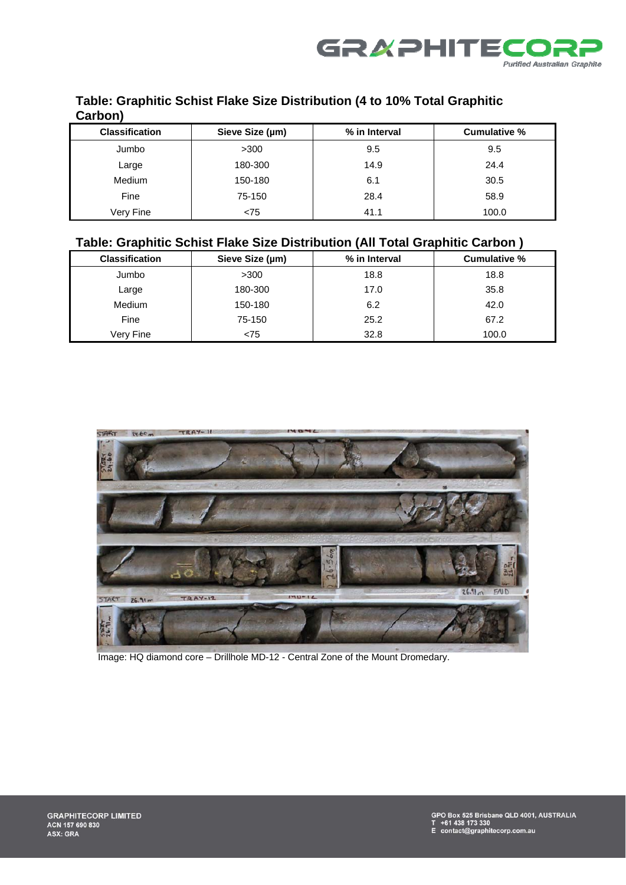### Table: Graphitic Schist Flake Size Distribution (4 to 10% Total Graphitic Carbon)

| Classification | Sieve Size (µm) | % in Interval | Cumulative % |
|---|---|---|---|
| Jumbo | >300 | 9.5 | 9.5 |
| Large | 180-300 | 14.9 | 24.4 |
| Medium | 150-180 | 6.1 | 30.5 |
| Fine | 75-150 | 28.4 | 58.9 |
| Very Fine | <75 | 41.1 | 100.0 |

### Table: Graphitic Schist Flake Size Distribution (All Total Graphitic Carbon )

| Classification | Sieve Size (µm) | % in Interval | Cumulative % |
|---|---|---|---|
| Jumbo | >300 | 18.8 | 18.8 |
| Large | 180-300 | 17.0 | 35.8 |
| Medium | 150-180 | 6.2 | 42.0 |
| Fine | 75-150 | 25.2 | 67.2 |
| Very Fine | <75 | 32.8 | 100.0 |

Image: HQ diamond core – Drillhole MD-12 - Central Zone of the Mount Dromedary.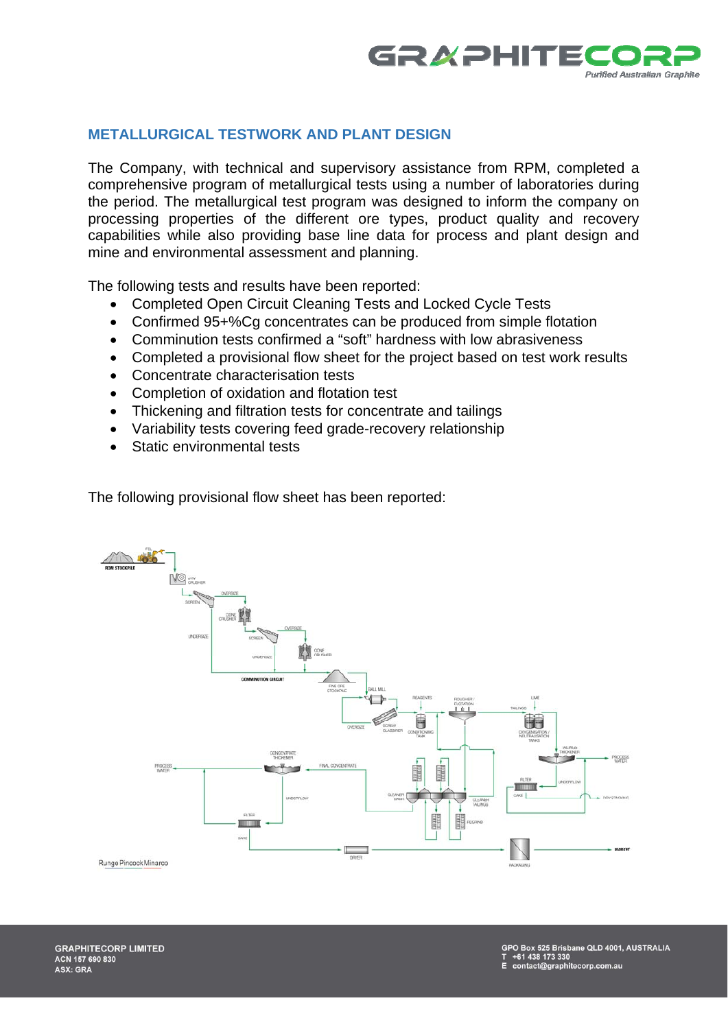## METALLURGICAL TESTWORK AND PLANT DESIGN

The Company, with technical and supervisory assistance from RPM, completed a comprehensive program of metallurgical tests using a number of laboratories during the period. The metallurgical test program was designed to inform the company on processing properties of the different ore types, product quality and recovery capabilities while also providing base line data for process and plant design and mine and environmental assessment and planning.

The following tests and results have been reported:

- Completed Open Circuit Cleaning Tests and Locked Cycle Tests
- Confirmed 95+%Cg concentrates can be produced from simple flotation
- Comminution tests confirmed a "soft" hardness with low abrasiveness
- Completed a provisional flow sheet for the project based on test work results
- Concentrate characterisation tests
- Completion of oxidation and flotation test
- Thickening and filtration tests for concentrate and tailings
- Variability tests covering feed grade-recovery relationship
- Static environmental tests

The following provisional flow sheet has been reported: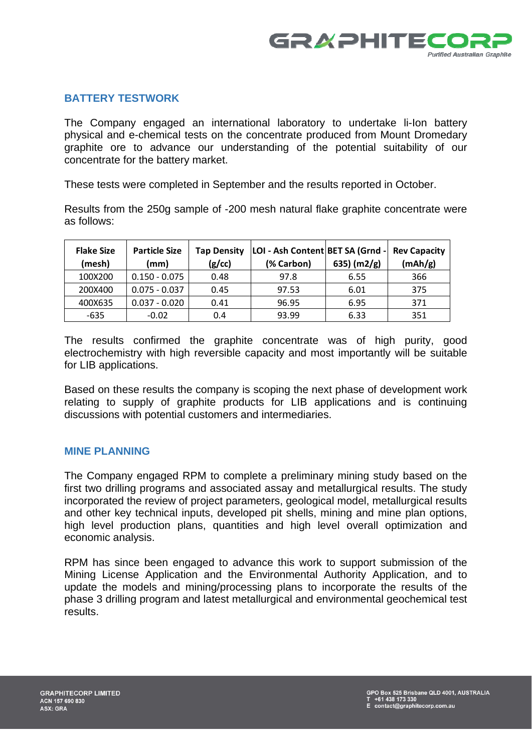## BATTERY TESTWORK

The Company engaged an international laboratory to undertake li-Ion battery physical and e-chemical tests on the concentrate produced from Mount Dromedary graphite ore to advance our understanding of the potential suitability of our concentrate for the battery market.

These tests were completed in September and the results reported in October.

Results from the 250g sample of -200 mesh natural flake graphite concentrate were as follows:

| Flake Size (mesh) | Particle Size (mm) | Tap Density (g/cc) | LOI - Ash Content (% Carbon) | BET SA (Grnd - 635) (m2/g) | Rev Capacity (mAh/g) |
|---|---|---|---|---|---|
| 100X200 | 0.150 - 0.075 | 0.48 | 97.8 | 6.55 | 366 |
| 200X400 | 0.075 - 0.037 | 0.45 | 97.53 | 6.01 | 375 |
| 400X635 | 0.037 - 0.020 | 0.41 | 96.95 | 6.95 | 371 |
| -635 | -0.02 | 0.4 | 93.99 | 6.33 | 351 |

The results confirmed the graphite concentrate was of high purity, good electrochemistry with high reversible capacity and most importantly will be suitable for LIB applications.

Based on these results the company is scoping the next phase of development work relating to supply of graphite products for LIB applications and is continuing discussions with potential customers and intermediaries.

## MINE PLANNING

The Company engaged RPM to complete a preliminary mining study based on the first two drilling programs and associated assay and metallurgical results. The study incorporated the review of project parameters, geological model, metallurgical results and other key technical inputs, developed pit shells, mining and mine plan options, high level production plans, quantities and high level overall optimization and economic analysis.

RPM has since been engaged to advance this work to support submission of the Mining License Application and the Environmental Authority Application, and to update the models and mining/processing plans to incorporate the results of the phase 3 drilling program and latest metallurgical and environmental geochemical test results.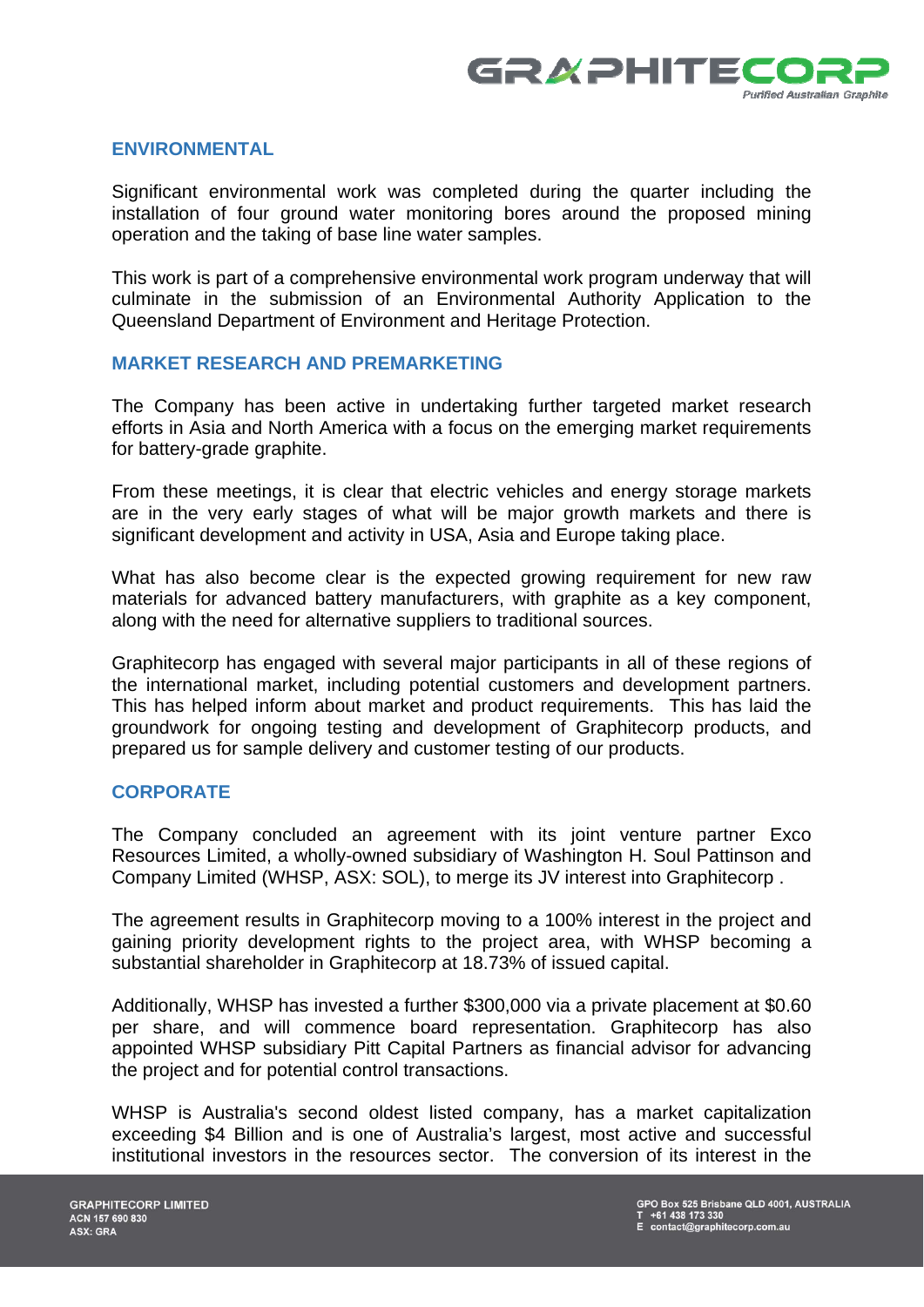## ENVIRONMENTAL

Significant environmental work was completed during the quarter including the installation of four ground water monitoring bores around the proposed mining operation and the taking of base line water samples.

This work is part of a comprehensive environmental work program underway that will culminate in the submission of an Environmental Authority Application to the Queensland Department of Environment and Heritage Protection.

## MARKET RESEARCH AND PREMARKETING

The Company has been active in undertaking further targeted market research efforts in Asia and North America with a focus on the emerging market requirements for battery-grade graphite.

From these meetings, it is clear that electric vehicles and energy storage markets are in the very early stages of what will be major growth markets and there is significant development and activity in USA, Asia and Europe taking place.

What has also become clear is the expected growing requirement for new raw materials for advanced battery manufacturers, with graphite as a key component, along with the need for alternative suppliers to traditional sources.

Graphitecorp has engaged with several major participants in all of these regions of the international market, including potential customers and development partners. This has helped inform about market and product requirements. This has laid the groundwork for ongoing testing and development of Graphitecorp products, and prepared us for sample delivery and customer testing of our products.

## CORPORATE

The Company concluded an agreement with its joint venture partner Exco Resources Limited, a wholly-owned subsidiary of Washington H. Soul Pattinson and Company Limited (WHSP, ASX: SOL), to merge its JV interest into Graphitecorp .

The agreement results in Graphitecorp moving to a 100% interest in the project and gaining priority development rights to the project area, with WHSP becoming a substantial shareholder in Graphitecorp at 18.73% of issued capital.

Additionally, WHSP has invested a further $300,000 via a private placement at $0.60 per share, and will commence board representation. Graphitecorp has also appointed WHSP subsidiary Pitt Capital Partners as financial advisor for advancing the project and for potential control transactions.

WHSP is Australia's second oldest listed company, has a market capitalization exceeding $4 Billion and is one of Australia's largest, most active and successful institutional investors in the resources sector. The conversion of its interest in the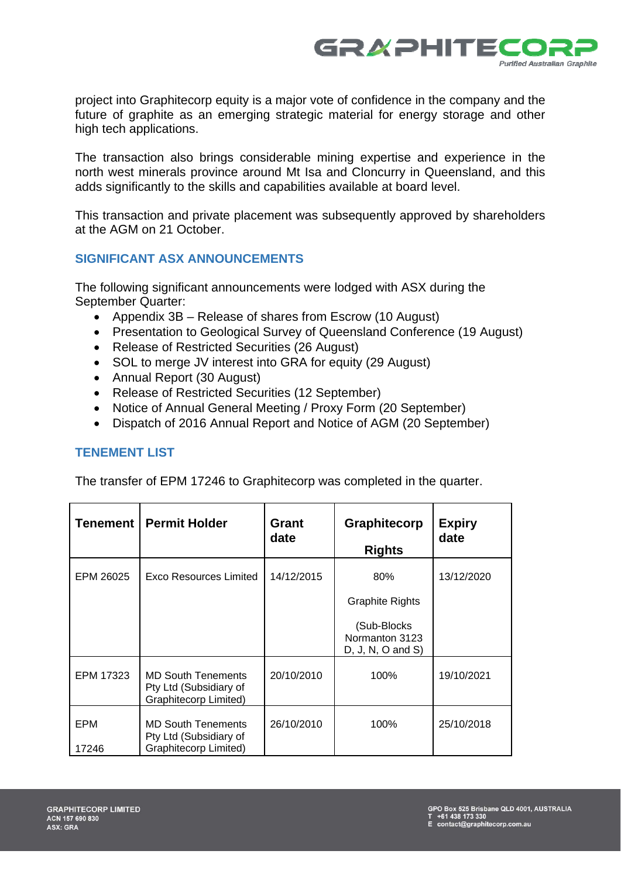project into Graphitecorp equity is a major vote of confidence in the company and the future of graphite as an emerging strategic material for energy storage and other high tech applications.

The transaction also brings considerable mining expertise and experience in the north west minerals province around Mt Isa and Cloncurry in Queensland, and this adds significantly to the skills and capabilities available at board level.

This transaction and private placement was subsequently approved by shareholders at the AGM on 21 October.

## SIGNIFICANT ASX ANNOUNCEMENTS

The following significant announcements were lodged with ASX during the September Quarter:

- Appendix 3B – Release of shares from Escrow (10 August)
- Presentation to Geological Survey of Queensland Conference (19 August)
- Release of Restricted Securities (26 August)
- SOL to merge JV interest into GRA for equity (29 August)
- Annual Report (30 August)
- Release of Restricted Securities (12 September)
- Notice of Annual General Meeting / Proxy Form (20 September)
- Dispatch of 2016 Annual Report and Notice of AGM (20 September)

## TENEMENT LIST

The transfer of EPM 17246 to Graphitecorp was completed in the quarter.

| Tenement | Permit Holder | Grant date | Graphitecorp Rights | Expiry date |
|---|---|---|---|---|
| EPM 26025 | Exco Resources Limited | 14/12/2015 | 80% Graphite Rights (Sub-Blocks Normanton 3123 D, J, N, O and S) | 13/12/2020 |
| EPM 17323 | MD South Tenements Pty Ltd (Subsidiary of Graphitecorp Limited) | 20/10/2010 | 100% | 19/10/2021 |
| EPM 17246 | MD South Tenements Pty Ltd (Subsidiary of Graphitecorp Limited) | 26/10/2010 | 100% | 25/10/2018 |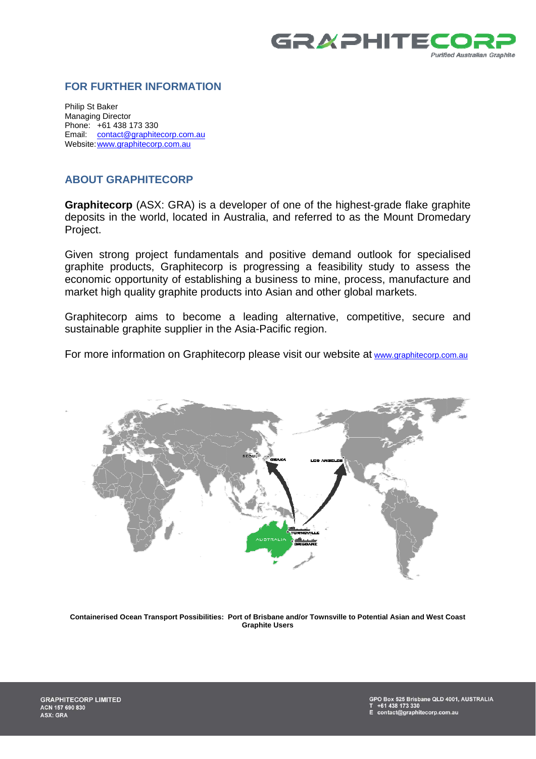## FOR FURTHER INFORMATION

Philip St Baker
Managing Director
Phone: +61 438 173 330
Email: contact@graphitecorp.com.au
Website: www.graphitecorp.com.au

## ABOUT GRAPHITECORP

**Graphitecorp** (ASX: GRA) is a developer of one of the highest-grade flake graphite deposits in the world, located in Australia, and referred to as the Mount Dromedary Project.

Given strong project fundamentals and positive demand outlook for specialised graphite products, Graphitecorp is progressing a feasibility study to assess the economic opportunity of establishing a business to mine, process, manufacture and market high quality graphite products into Asian and other global markets.

Graphitecorp aims to become a leading alternative, competitive, secure and sustainable graphite supplier in the Asia-Pacific region.

For more information on Graphitecorp please visit our website at www.graphitecorp.com.au

SEOUL
OSAKA
LOS ANGELES
TOWNSVILLE
AUSTRALIA
BRISBANE

**Containerised Ocean Transport Possibilities: Port of Brisbane and/or Townsville to Potential Asian and West Coast Graphite Users**

**GRAPHITECORP LIMITED**
**ACN 157 690 830**
**ASX: GRA**

**GPO Box 525 Brisbane QLD 4001, AUSTRALIA**
**T +61 438 173 330**
**E contact@graphitecorp.com.au**